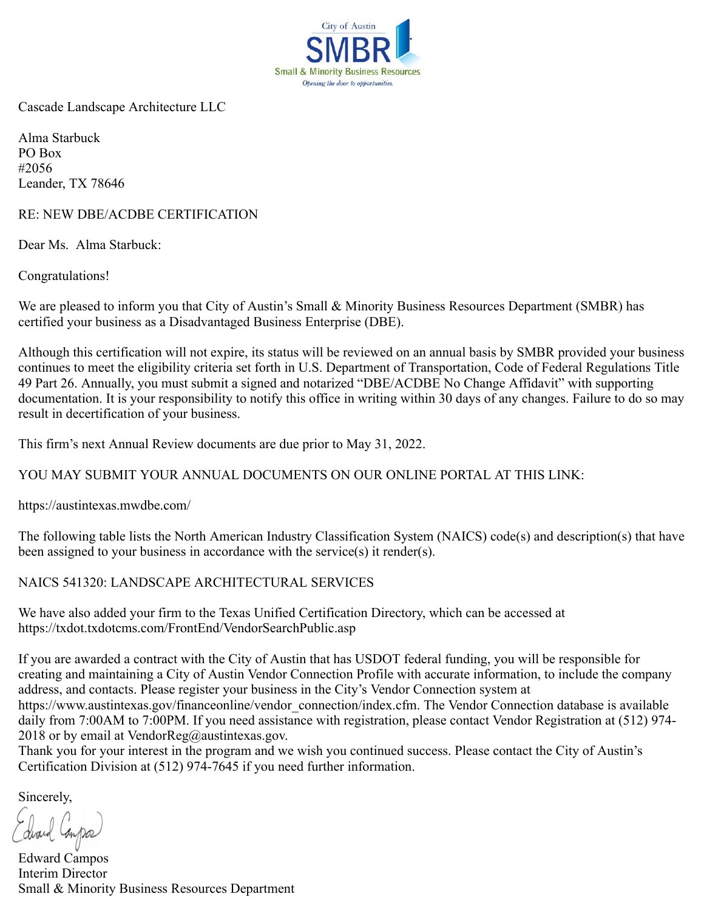City of Austin
SMBR
Small & Minority Business Resources
*Opening the door to opportunities.*

Cascade Landscape Architecture LLC

Alma Starbuck
PO Box
#2056
Leander, TX 78646

RE: NEW DBE/ACDBE CERTIFICATION

Dear Ms. Alma Starbuck:

Congratulations!

We are pleased to inform you that City of Austin's Small & Minority Business Resources Department (SMBR) has certified your business as a Disadvantaged Business Enterprise (DBE).

Although this certification will not expire, its status will be reviewed on an annual basis by SMBR provided your business continues to meet the eligibility criteria set forth in U.S. Department of Transportation, Code of Federal Regulations Title 49 Part 26. Annually, you must submit a signed and notarized "DBE/ACDBE No Change Affidavit" with supporting documentation. It is your responsibility to notify this office in writing within 30 days of any changes. Failure to do so may result in decertification of your business.

This firm's next Annual Review documents are due prior to May 31, 2022.

YOU MAY SUBMIT YOUR ANNUAL DOCUMENTS ON OUR ONLINE PORTAL AT THIS LINK:

https://austintexas.mwdbe.com/

The following table lists the North American Industry Classification System (NAICS) code(s) and description(s) that have been assigned to your business in accordance with the service(s) it render(s).

NAICS 541320: LANDSCAPE ARCHITECTURAL SERVICES

We have also added your firm to the Texas Unified Certification Directory, which can be accessed at https://txdot.txdotcms.com/FrontEnd/VendorSearchPublic.asp

If you are awarded a contract with the City of Austin that has USDOT federal funding, you will be responsible for creating and maintaining a City of Austin Vendor Connection Profile with accurate information, to include the company address, and contacts. Please register your business in the City's Vendor Connection system at https://www.austintexas.gov/financeonline/vendor_connection/index.cfm. The Vendor Connection database is available daily from 7:00AM to 7:00PM. If you need assistance with registration, please contact Vendor Registration at (512) 974-2018 or by email at VendorReg@austintexas.gov.
Thank you for your interest in the program and we wish you continued success. Please contact the City of Austin's Certification Division at (512) 974-7645 if you need further information.

Sincerely,

Edward Campos
Interim Director
Small & Minority Business Resources Department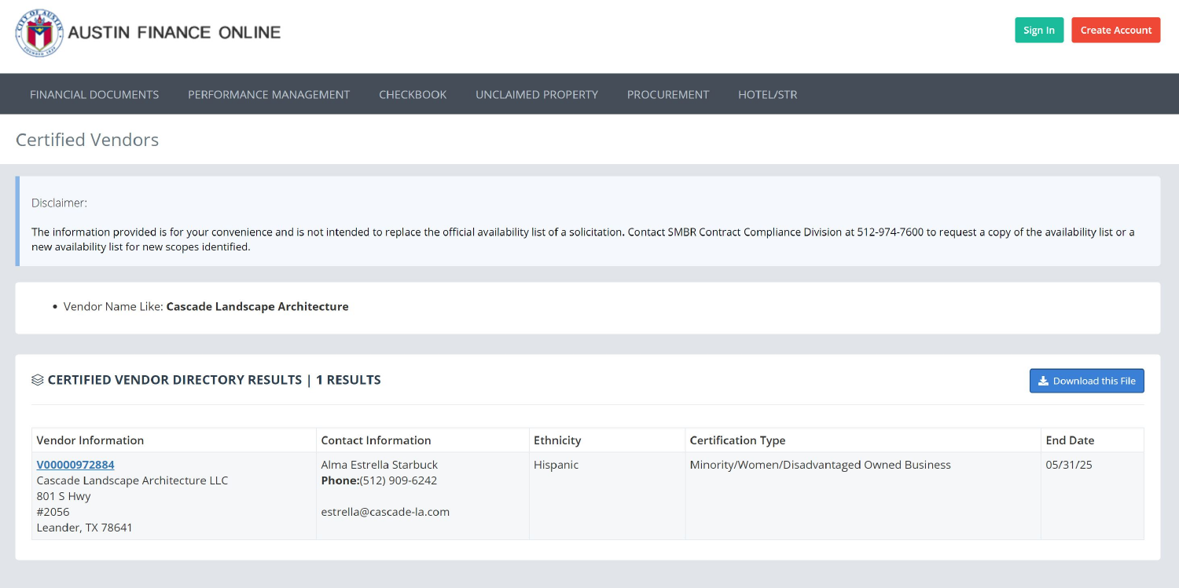AUSTIN FINANCE ONLINE

Sign In | Create Account

FINANCIAL DOCUMENTS | PERFORMANCE MANAGEMENT | CHECKBOOK | UNCLAIMED PROPERTY | PROCUREMENT | HOTEL/STR

# Certified Vendors

Disclaimer:

The information provided is for your convenience and is not intended to replace the official availability list of a solicitation. Contact SMBR Contract Compliance Division at 512-974-7600 to request a copy of the availability list or a new availability list for new scopes identified.

- Vendor Name Like: **Cascade Landscape Architecture**

## CERTIFIED VENDOR DIRECTORY RESULTS | 1 RESULTS

Download this File

| Vendor Information | Contact Information | Ethnicity | Certification Type | End Date |
|---|---|---|---|---|
| V00000972884<br>Cascade Landscape Architecture LLC<br>801 S Hwy<br>#2056<br>Leander, TX 78641 | Alma Estrella Starbuck<br>**Phone:**(512) 909-6242<br><br>estrella@cascade-la.com | Hispanic | Minority/Women/Disadvantaged Owned Business | 05/31/25 |